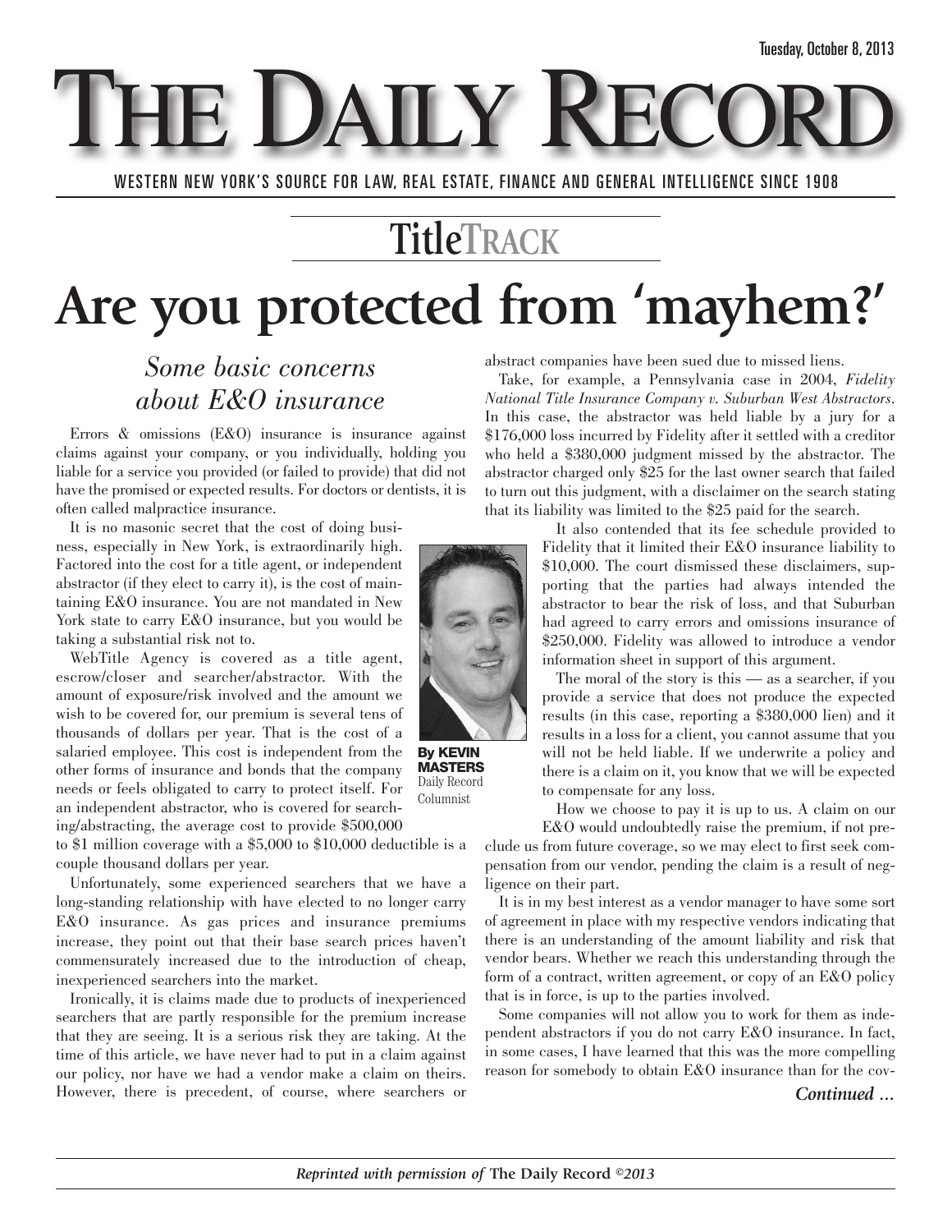Tuesday, October 8, 2013

# THE DAILY RECORD

WESTERN NEW YORK'S SOURCE FOR LAW, REAL ESTATE, FINANCE AND GENERAL INTELLIGENCE SINCE 1908

## TitleTRACK

# Are you protected from 'mayhem?'

### *Some basic concerns about E&O insurance*

**By KEVIN MASTERS**
Daily Record Columnist

Errors & omissions (E&O) insurance is insurance against claims against your company, or you individually, holding you liable for a service you provided (or failed to provide) that did not have the promised or expected results. For doctors or dentists, it is often called malpractice insurance.

It is no masonic secret that the cost of doing business, especially in New York, is extraordinarily high. Factored into the cost for a title agent, or independent abstractor (if they elect to carry it), is the cost of maintaining E&O insurance. You are not mandated in New York state to carry E&O insurance, but you would be taking a substantial risk not to.

WebTitle Agency is covered as a title agent, escrow/closer and searcher/abstractor. With the amount of exposure/risk involved and the amount we wish to be covered for, our premium is several tens of thousands of dollars per year. That is the cost of a salaried employee. This cost is independent from the other forms of insurance and bonds that the company needs or feels obligated to carry to protect itself. For an independent abstractor, who is covered for searching/abstracting, the average cost to provide $500,000 to $1 million coverage with a $5,000 to $10,000 deductible is a couple thousand dollars per year.

Unfortunately, some experienced searchers that we have a long-standing relationship with have elected to no longer carry E&O insurance. As gas prices and insurance premiums increase, they point out that their base search prices haven't commensurately increased due to the introduction of cheap, inexperienced searchers into the market.

Ironically, it is claims made due to products of inexperienced searchers that are partly responsible for the premium increase that they are seeing. It is a serious risk they are taking. At the time of this article, we have never had to put in a claim against our policy, nor have we had a vendor make a claim on theirs. However, there is precedent, of course, where searchers or abstract companies have been sued due to missed liens.

Take, for example, a Pennsylvania case in 2004, *Fidelity National Title Insurance Company v. Suburban West Abstractors*. In this case, the abstractor was held liable by a jury for a $176,000 loss incurred by Fidelity after it settled with a creditor who held a $380,000 judgment missed by the abstractor. The abstractor charged only $25 for the last owner search that failed to turn out this judgment, with a disclaimer on the search stating that its liability was limited to the $25 paid for the search.

It also contended that its fee schedule provided to Fidelity that it limited their E&O insurance liability to $10,000. The court dismissed these disclaimers, supporting that the parties had always intended the abstractor to bear the risk of loss, and that Suburban had agreed to carry errors and omissions insurance of $250,000. Fidelity was allowed to introduce a vendor information sheet in support of this argument.

The moral of the story is this — as a searcher, if you provide a service that does not produce the expected results (in this case, reporting a $380,000 lien) and it results in a loss for a client, you cannot assume that you will not be held liable. If we underwrite a policy and there is a claim on it, you know that we will be expected to compensate for any loss.

How we choose to pay it is up to us. A claim on our E&O would undoubtedly raise the premium, if not preclude us from future coverage, so we may elect to first seek compensation from our vendor, pending the claim is a result of negligence on their part.

It is in my best interest as a vendor manager to have some sort of agreement in place with my respective vendors indicating that there is an understanding of the amount liability and risk that vendor bears. Whether we reach this understanding through the form of a contract, written agreement, or copy of an E&O policy that is in force, is up to the parties involved.

Some companies will not allow you to work for them as independent abstractors if you do not carry E&O insurance. In fact, in some cases, I have learned that this was the more compelling reason for somebody to obtain E&O insurance than for the cov-

***Continued …***

*Reprinted with permission of* **The Daily Record** *©2013*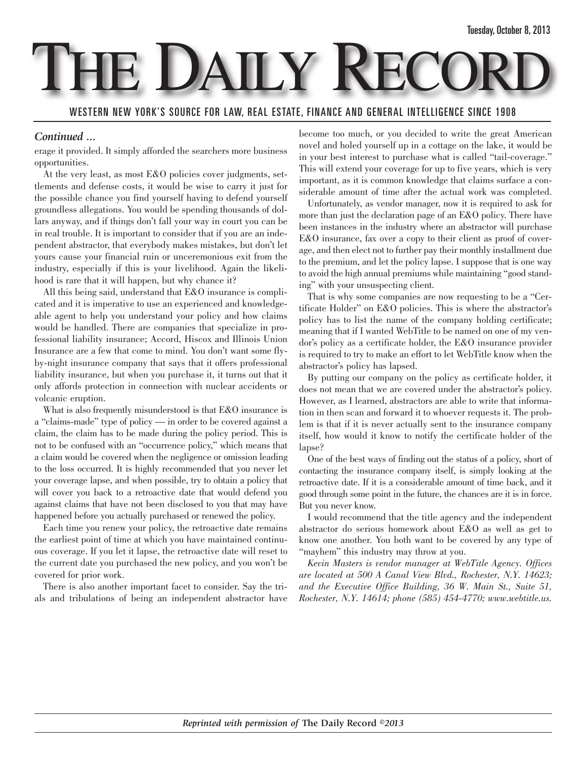*Continued ...*

erage it provided. It simply afforded the searchers more business opportunities.

At the very least, as most E&O policies cover judgments, settlements and defense costs, it would be wise to carry it just for the possible chance you find yourself having to defend yourself groundless allegations. You would be spending thousands of dollars anyway, and if things don't fall your way in court you can be in real trouble. It is important to consider that if you are an independent abstractor, that everybody makes mistakes, but don't let yours cause your financial ruin or unceremonious exit from the industry, especially if this is your livelihood. Again the likelihood is rare that it will happen, but why chance it?

All this being said, understand that E&O insurance is complicated and it is imperative to use an experienced and knowledgeable agent to help you understand your policy and how claims would be handled. There are companies that specialize in professional liability insurance; Accord, Hiscox and Illinois Union Insurance are a few that come to mind. You don't want some fly-by-night insurance company that says that it offers professional liability insurance, but when you purchase it, it turns out that it only affords protection in connection with nuclear accidents or volcanic eruption.

What is also frequently misunderstood is that E&O insurance is a "claims-made" type of policy — in order to be covered against a claim, the claim has to be made during the policy period. This is not to be confused with an "occurrence policy," which means that a claim would be covered when the negligence or omission leading to the loss occurred. It is highly recommended that you never let your coverage lapse, and when possible, try to obtain a policy that will cover you back to a retroactive date that would defend you against claims that have not been disclosed to you that may have happened before you actually purchased or renewed the policy.

Each time you renew your policy, the retroactive date remains the earliest point of time at which you have maintained continuous coverage. If you let it lapse, the retroactive date will reset to the current date you purchased the new policy, and you won't be covered for prior work.

There is also another important facet to consider. Say the trials and tribulations of being an independent abstractor have become too much, or you decided to write the great American novel and holed yourself up in a cottage on the lake, it would be in your best interest to purchase what is called "tail-coverage." This will extend your coverage for up to five years, which is very important, as it is common knowledge that claims surface a considerable amount of time after the actual work was completed.

Unfortunately, as vendor manager, now it is required to ask for more than just the declaration page of an E&O policy. There have been instances in the industry where an abstractor will purchase E&O insurance, fax over a copy to their client as proof of coverage, and then elect not to further pay their monthly installment due to the premium, and let the policy lapse. I suppose that is one way to avoid the high annual premiums while maintaining "good standing" with your unsuspecting client.

That is why some companies are now requesting to be a "Certificate Holder" on E&O policies. This is where the abstractor's policy has to list the name of the company holding certificate; meaning that if I wanted WebTitle to be named on one of my vendor's policy as a certificate holder, the E&O insurance provider is required to try to make an effort to let WebTitle know when the abstractor's policy has lapsed.

By putting our company on the policy as certificate holder, it does not mean that we are covered under the abstractor's policy. However, as I learned, abstractors are able to write that information in then scan and forward it to whoever requests it. The problem is that if it is never actually sent to the insurance company itself, how would it know to notify the certificate holder of the lapse?

One of the best ways of finding out the status of a policy, short of contacting the insurance company itself, is simply looking at the retroactive date. If it is a considerable amount of time back, and it good through some point in the future, the chances are it is in force. But you never know.

I would recommend that the title agency and the independent abstractor do serious homework about E&O as well as get to know one another. You both want to be covered by any type of "mayhem" this industry may throw at you.

*Kevin Masters is vendor manager at WebTitle Agency. Offices are located at 500 A Canal View Blvd., Rochester, N.Y. 14623; and the Executive Office Building, 36 W. Main St., Suite 51, Rochester, N.Y. 14614; phone (585) 454-4770; www.webtitle.us.*

***Reprinted with permission of* The Daily Record *©2013***